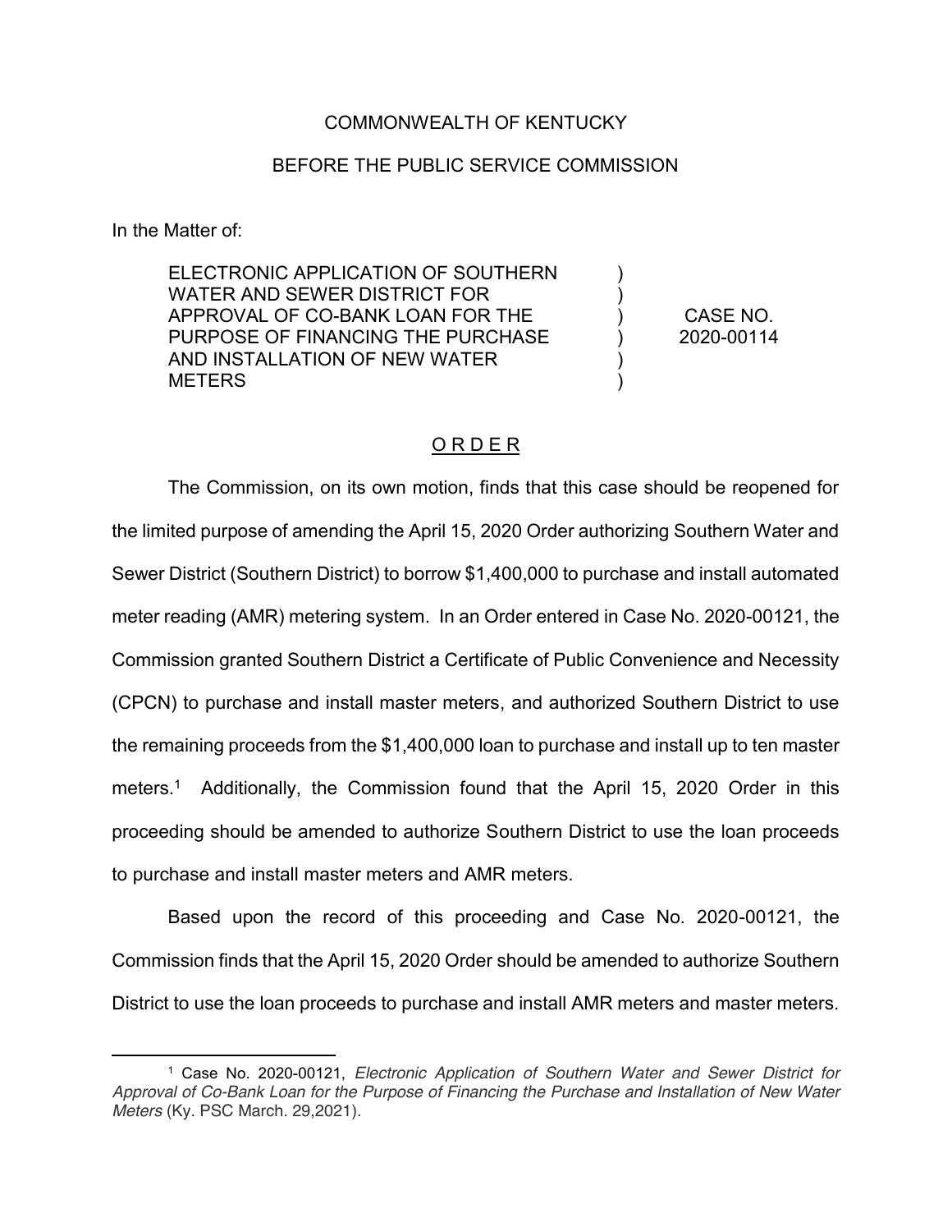COMMONWEALTH OF KENTUCKY

BEFORE THE PUBLIC SERVICE COMMISSION

In the Matter of:

| | | |
|---|---|---|
| ELECTRONIC APPLICATION OF SOUTHERN WATER AND SEWER DISTRICT FOR APPROVAL OF CO-BANK LOAN FOR THE PURPOSE OF FINANCING THE PURCHASE AND INSTALLATION OF NEW WATER METERS | ) ) ) ) ) ) | CASE NO. 2020-00114 |

## O R D E R

The Commission, on its own motion, finds that this case should be reopened for the limited purpose of amending the April 15, 2020 Order authorizing Southern Water and Sewer District (Southern District) to borrow $1,400,000 to purchase and install automated meter reading (AMR) metering system. In an Order entered in Case No. 2020-00121, the Commission granted Southern District a Certificate of Public Convenience and Necessity (CPCN) to purchase and install master meters, and authorized Southern District to use the remaining proceeds from the $1,400,000 loan to purchase and install up to ten master meters.[1] Additionally, the Commission found that the April 15, 2020 Order in this proceeding should be amended to authorize Southern District to use the loan proceeds to purchase and install master meters and AMR meters.

Based upon the record of this proceeding and Case No. 2020-00121, the Commission finds that the April 15, 2020 Order should be amended to authorize Southern District to use the loan proceeds to purchase and install AMR meters and master meters.

[1] Case No. 2020-00121, *Electronic Application of Southern Water and Sewer District for Approval of Co-Bank Loan for the Purpose of Financing the Purchase and Installation of New Water Meters* (Ky. PSC March. 29,2021).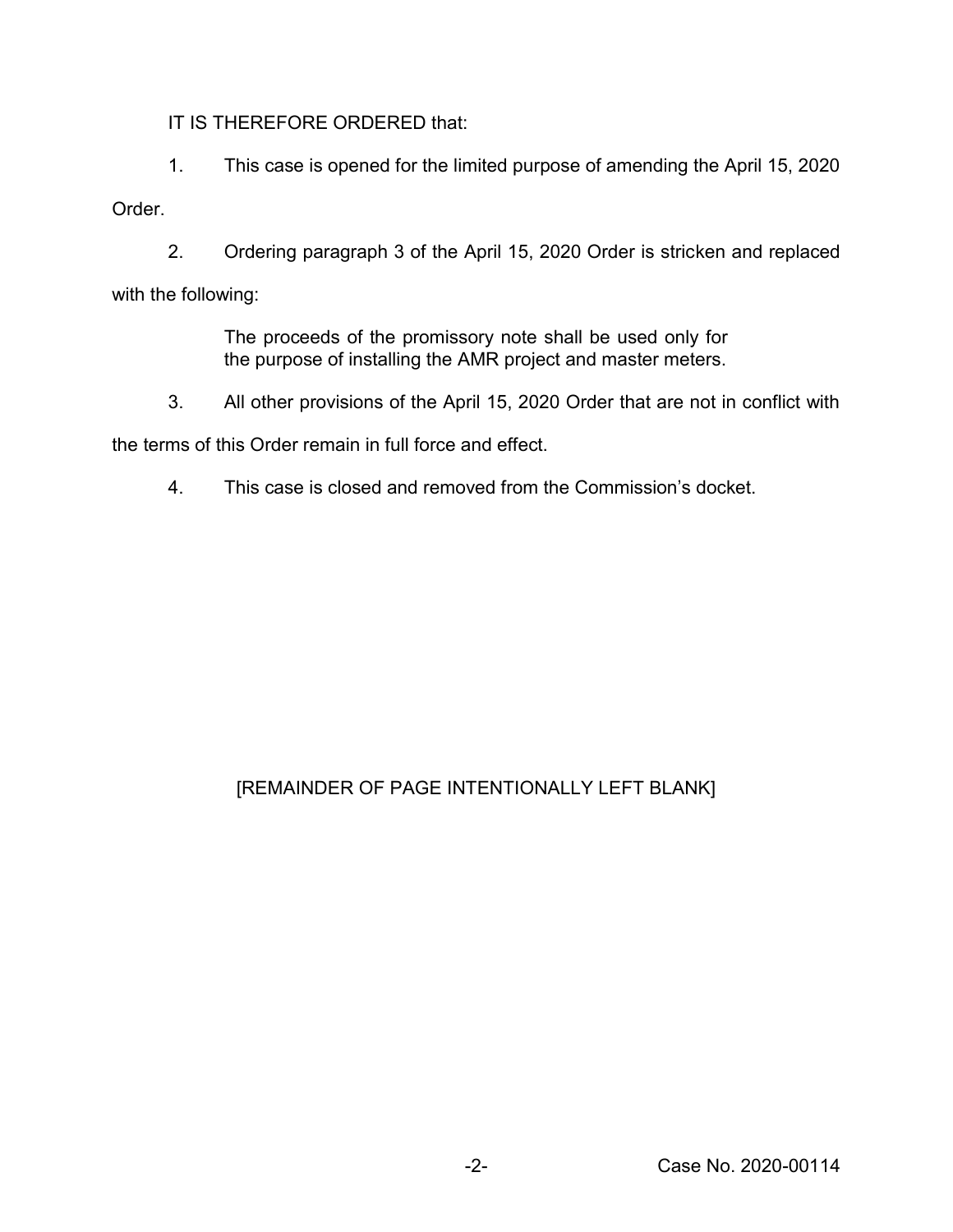IT IS THEREFORE ORDERED that:

1. This case is opened for the limited purpose of amending the April 15, 2020 Order.

2. Ordering paragraph 3 of the April 15, 2020 Order is stricken and replaced with the following:

> The proceeds of the promissory note shall be used only for the purpose of installing the AMR project and master meters.

3. All other provisions of the April 15, 2020 Order that are not in conflict with the terms of this Order remain in full force and effect.

4. This case is closed and removed from the Commission's docket.

[REMAINDER OF PAGE INTENTIONALLY LEFT BLANK]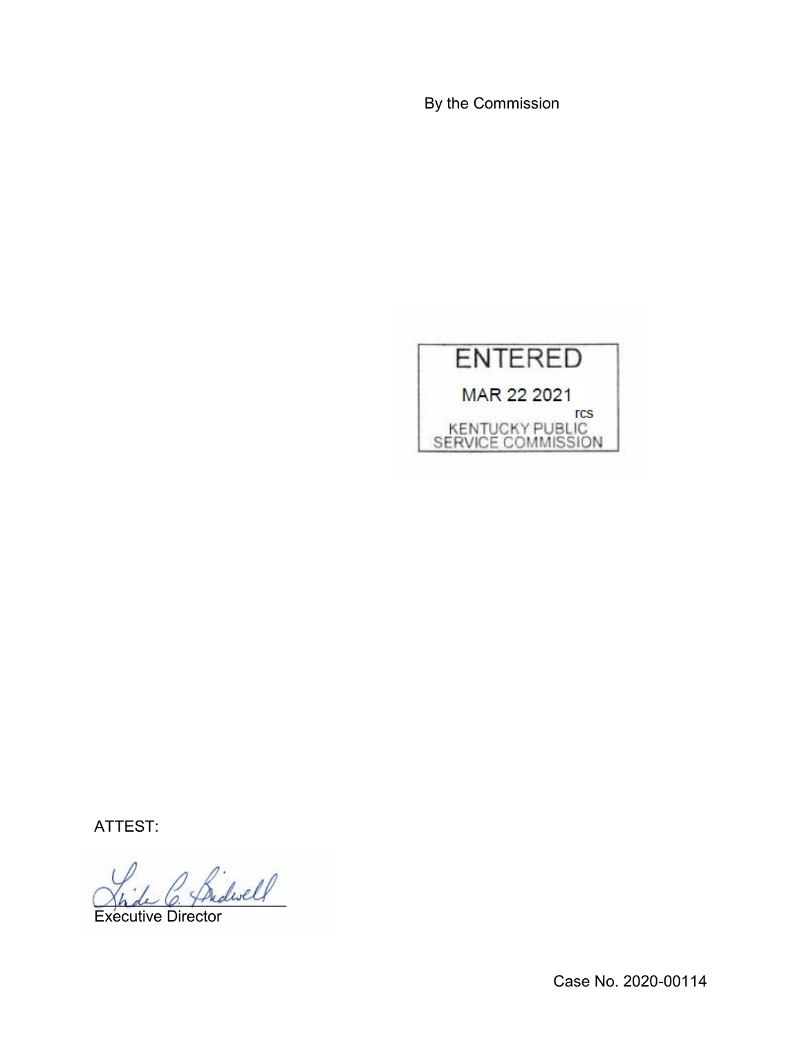By the Commission

ENTERED

MAR 22 2021

rcs

KENTUCKY PUBLIC SERVICE COMMISSION

ATTEST:

Executive Director

Case No. 2020-00114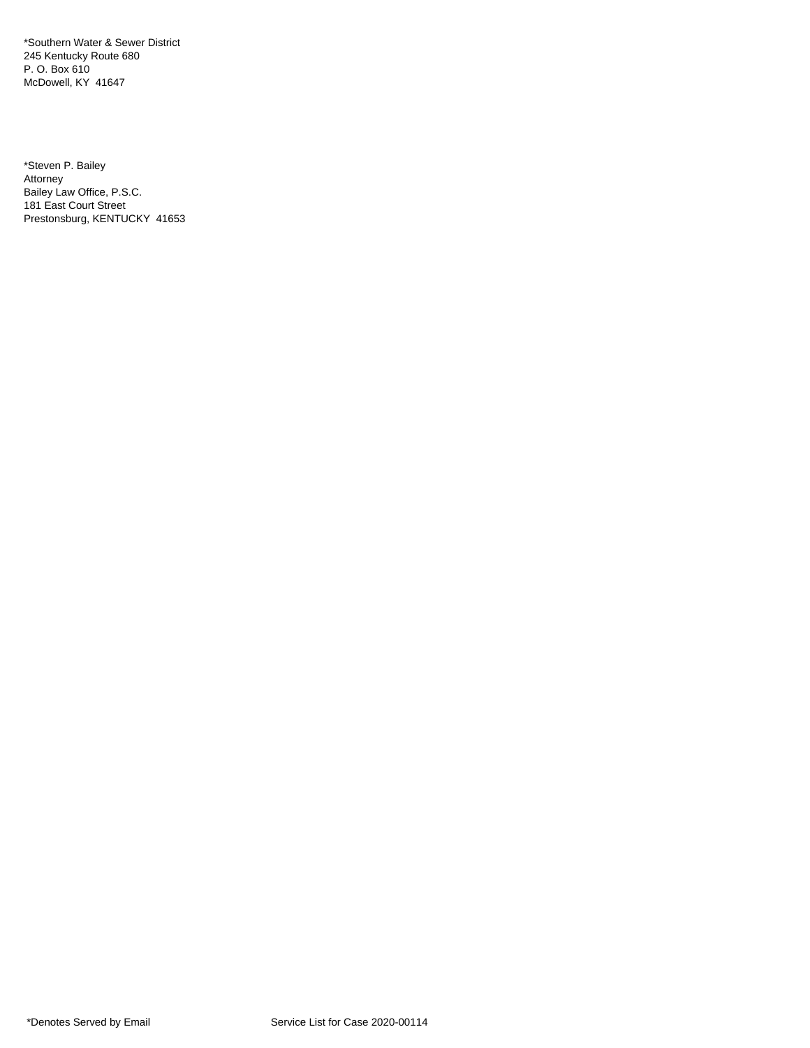*Southern Water & Sewer District
245 Kentucky Route 680
P. O. Box 610
McDowell, KY 41647

*Steven P. Bailey
Attorney
Bailey Law Office, P.S.C.
181 East Court Street
Prestonsburg, KENTUCKY 41653

*Denotes Served by Email

Service List for Case 2020-00114